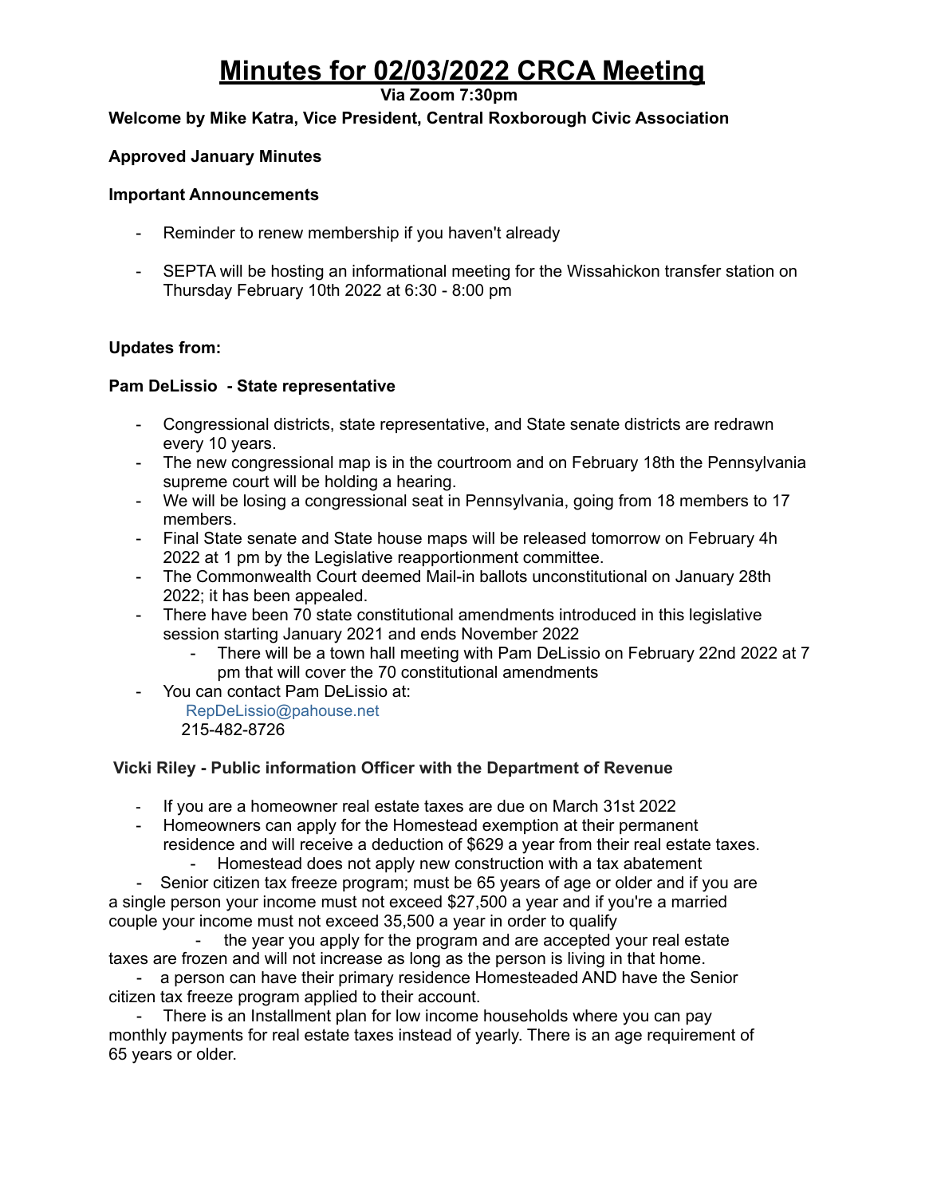# Minutes for 02/03/2022 CRCA Meeting

**Via Zoom 7:30pm**

**Welcome by Mike Katra, Vice President, Central Roxborough Civic Association**

**Approved January Minutes**

**Important Announcements**

- Reminder to renew membership if you haven't already
- SEPTA will be hosting an informational meeting for the Wissahickon transfer station on Thursday February 10th 2022 at 6:30 - 8:00 pm

**Updates from:**

**Pam DeLissio - State representative**

- Congressional districts, state representative, and State senate districts are redrawn every 10 years.
- The new congressional map is in the courtroom and on February 18th the Pennsylvania supreme court will be holding a hearing.
- We will be losing a congressional seat in Pennsylvania, going from 18 members to 17 members.
- Final State senate and State house maps will be released tomorrow on February 4h 2022 at 1 pm by the Legislative reapportionment committee.
- The Commonwealth Court deemed Mail-in ballots unconstitutional on January 28th 2022; it has been appealed.
- There have been 70 state constitutional amendments introduced in this legislative session starting January 2021 and ends November 2022
    - There will be a town hall meeting with Pam DeLissio on February 22nd 2022 at 7 pm that will cover the 70 constitutional amendments
- You can contact Pam DeLissio at:
  RepDeLissio@pahouse.net
  215-482-8726

**Vicki Riley - Public information Officer with the Department of Revenue**

- If you are a homeowner real estate taxes are due on March 31st 2022
- Homeowners can apply for the Homestead exemption at their permanent residence and will receive a deduction of $629 a year from their real estate taxes.
    - Homestead does not apply new construction with a tax abatement
- Senior citizen tax freeze program; must be 65 years of age or older and if you are a single person your income must not exceed $27,500 a year and if you're a married couple your income must not exceed 35,500 a year in order to qualify
    - the year you apply for the program and are accepted your real estate taxes are frozen and will not increase as long as the person is living in that home.
- a person can have their primary residence Homesteaded AND have the Senior citizen tax freeze program applied to their account.
- There is an Installment plan for low income households where you can pay monthly payments for real estate taxes instead of yearly. There is an age requirement of 65 years or older.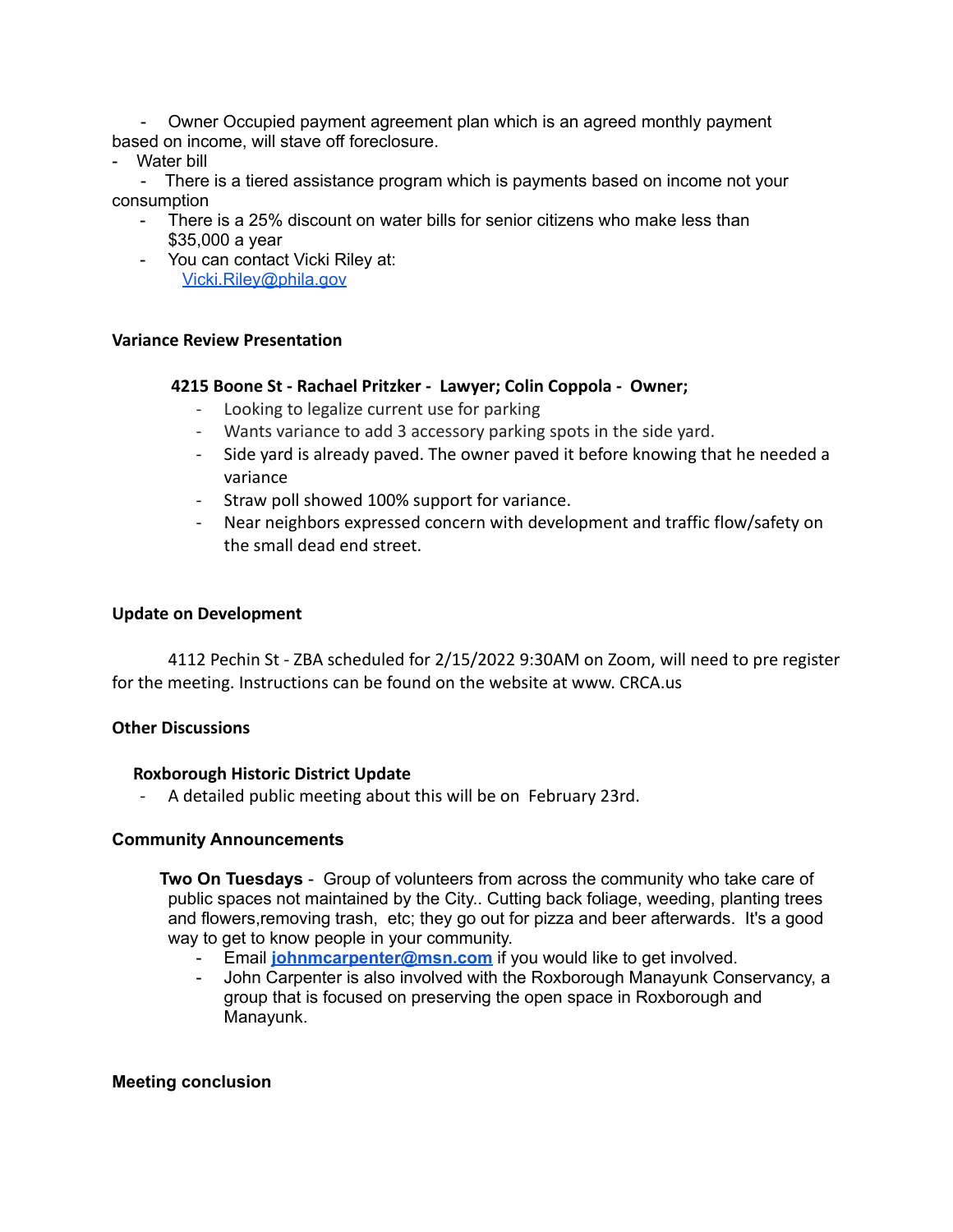- Owner Occupied payment agreement plan which is an agreed monthly payment based on income, will stave off foreclosure.

- Water bill
  - There is a tiered assistance program which is payments based on income not your consumption
  - There is a 25% discount on water bills for senior citizens who make less than $35,000 a year
  - You can contact Vicki Riley at: Vicki.Riley@phila.gov

**Variance Review Presentation**

**4215 Boone St - Rachael Pritzker - Lawyer; Colin Coppola - Owner;**

- Looking to legalize current use for parking
- Wants variance to add 3 accessory parking spots in the side yard.
- Side yard is already paved. The owner paved it before knowing that he needed a variance
- Straw poll showed 100% support for variance.
- Near neighbors expressed concern with development and traffic flow/safety on the small dead end street.

**Update on Development**

4112 Pechin St - ZBA scheduled for 2/15/2022 9:30AM on Zoom, will need to pre register for the meeting. Instructions can be found on the website at www. CRCA.us

**Other Discussions**

**Roxborough Historic District Update**

- A detailed public meeting about this will be on February 23rd.

**Community Announcements**

**Two On Tuesdays** - Group of volunteers from across the community who take care of public spaces not maintained by the City.. Cutting back foliage, weeding, planting trees and flowers,removing trash, etc; they go out for pizza and beer afterwards. It's a good way to get to know people in your community.

- Email **johnmcarpenter@msn.com** if you would like to get involved.
- John Carpenter is also involved with the Roxborough Manayunk Conservancy, a group that is focused on preserving the open space in Roxborough and Manayunk.

**Meeting conclusion**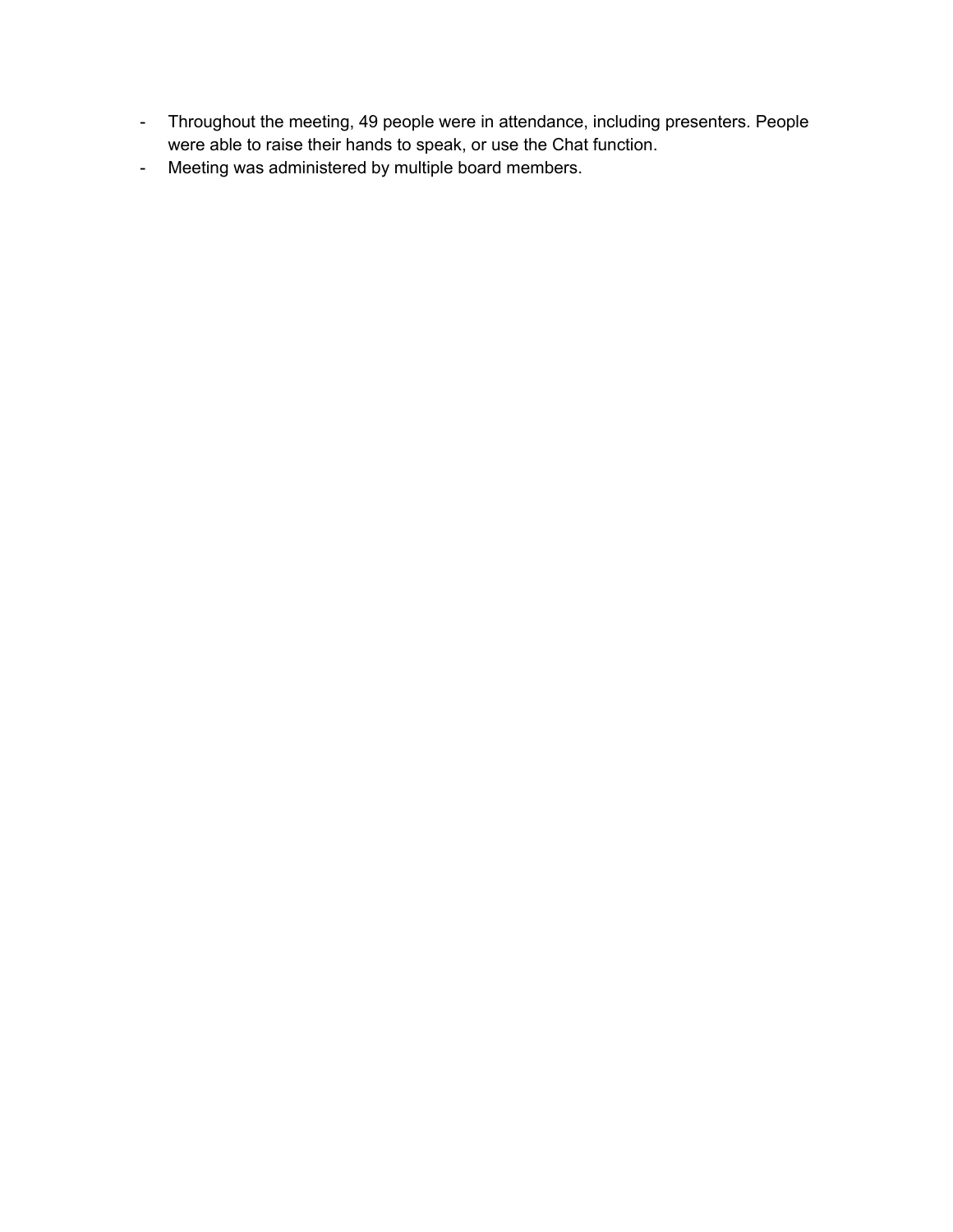- Throughout the meeting, 49 people were in attendance, including presenters. People were able to raise their hands to speak, or use the Chat function.
- Meeting was administered by multiple board members.